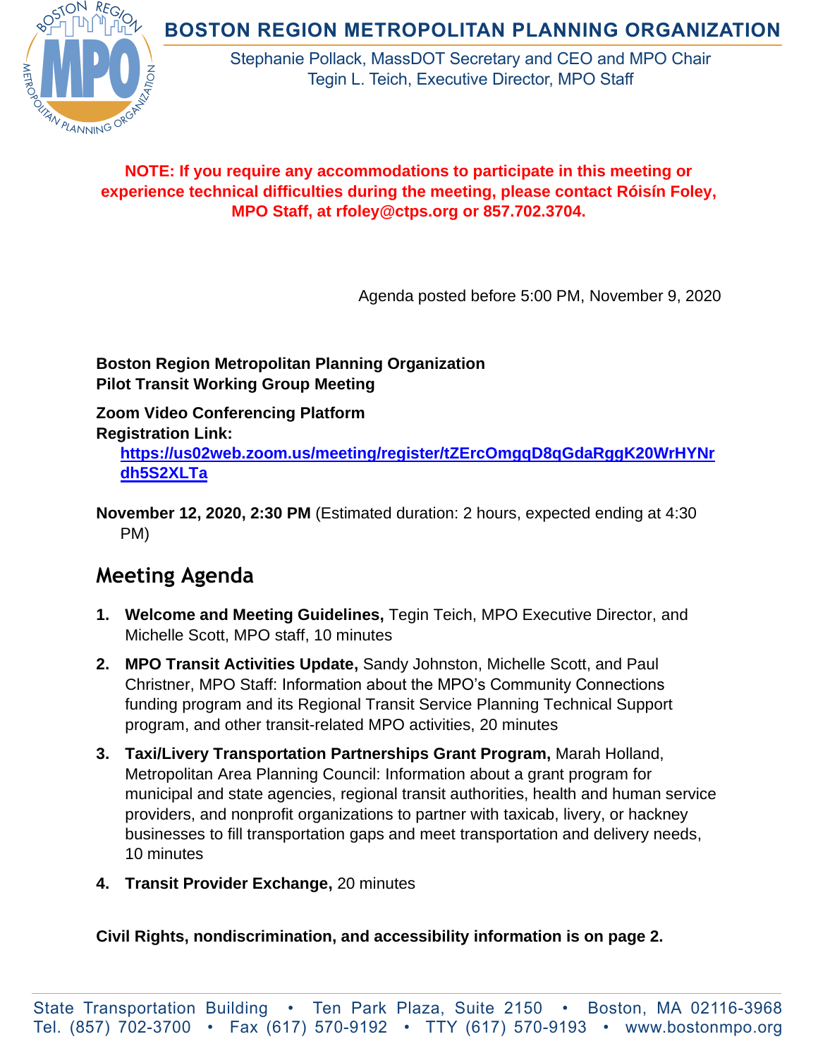# BOSTON REGION METROPOLITAN PLANNING ORGANIZATION

Stephanie Pollack, MassDOT Secretary and CEO and MPO Chair
Tegin L. Teich, Executive Director, MPO Staff

**NOTE: If you require any accommodations to participate in this meeting or experience technical difficulties during the meeting, please contact Róisín Foley, MPO Staff, at rfoley@ctps.org or 857.702.3704.**

Agenda posted before 5:00 PM, November 9, 2020

**Boston Region Metropolitan Planning Organization**
**Pilot Transit Working Group Meeting**

**Zoom Video Conferencing Platform**
**Registration Link:**
**https://us02web.zoom.us/meeting/register/tZErcOmgqD8qGdaRggK20WrHYNrdh5S2XLTa**

**November 12, 2020, 2:30 PM** (Estimated duration: 2 hours, expected ending at 4:30 PM)

## Meeting Agenda

1. **Welcome and Meeting Guidelines,** Tegin Teich, MPO Executive Director, and Michelle Scott, MPO staff, 10 minutes
2. **MPO Transit Activities Update,** Sandy Johnston, Michelle Scott, and Paul Christner, MPO Staff: Information about the MPO's Community Connections funding program and its Regional Transit Service Planning Technical Support program, and other transit-related MPO activities, 20 minutes
3. **Taxi/Livery Transportation Partnerships Grant Program,** Marah Holland, Metropolitan Area Planning Council: Information about a grant program for municipal and state agencies, regional transit authorities, health and human service providers, and nonprofit organizations to partner with taxicab, livery, or hackney businesses to fill transportation gaps and meet transportation and delivery needs, 10 minutes
4. **Transit Provider Exchange,** 20 minutes

**Civil Rights, nondiscrimination, and accessibility information is on page 2.**

State Transportation Building • Ten Park Plaza, Suite 2150 • Boston, MA 02116-3968
Tel. (857) 702-3700 • Fax (617) 570-9192 • TTY (617) 570-9193 • www.bostonmpo.org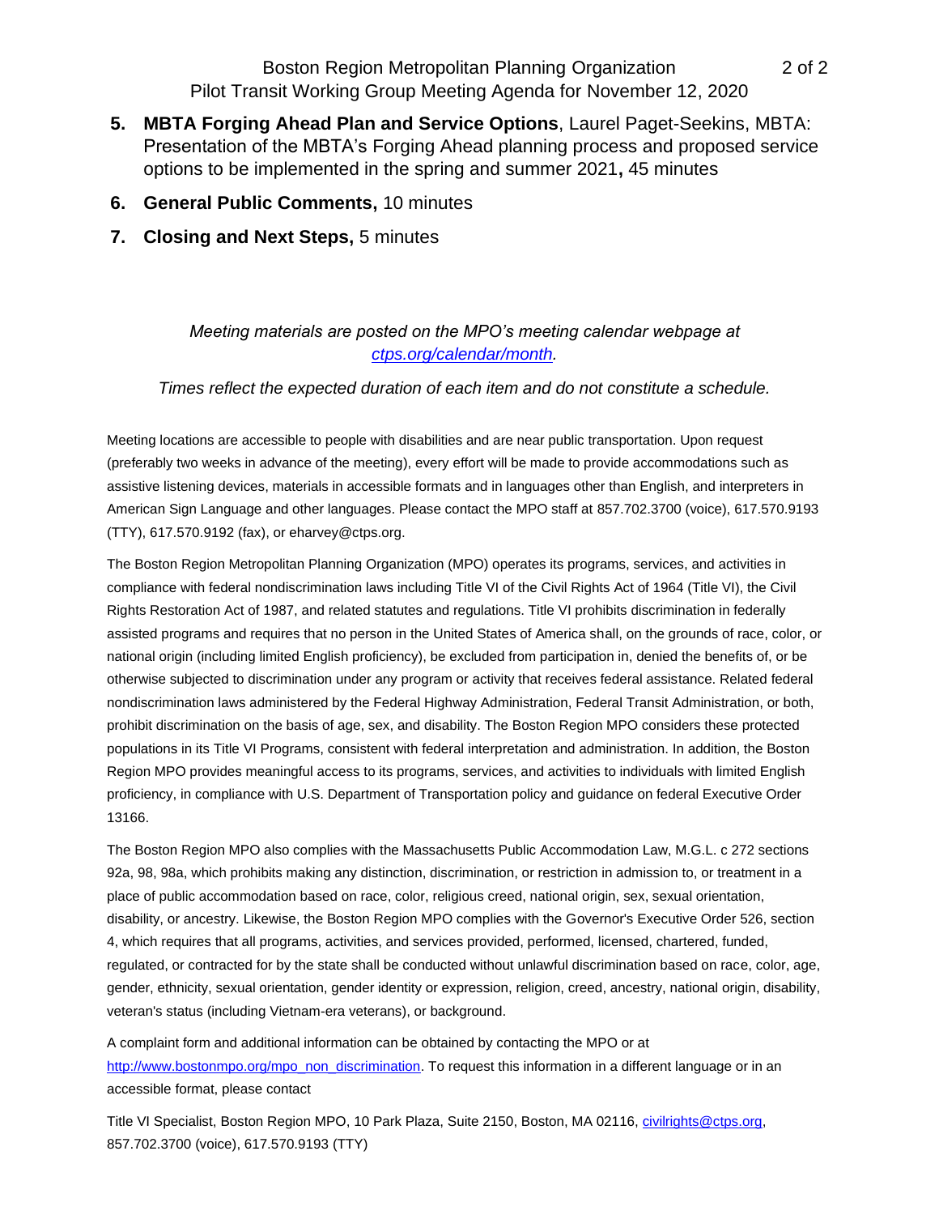5. **MBTA Forging Ahead Plan and Service Options**, Laurel Paget-Seekins, MBTA: Presentation of the MBTA's Forging Ahead planning process and proposed service options to be implemented in the spring and summer 2021**,** 45 minutes
6. **General Public Comments,** 10 minutes
7. **Closing and Next Steps,** 5 minutes

*Meeting materials are posted on the MPO's meeting calendar webpage at [ctps.org/calendar/month](ctps.org/calendar/month).*

*Times reflect the expected duration of each item and do not constitute a schedule.*

Meeting locations are accessible to people with disabilities and are near public transportation. Upon request (preferably two weeks in advance of the meeting), every effort will be made to provide accommodations such as assistive listening devices, materials in accessible formats and in languages other than English, and interpreters in American Sign Language and other languages. Please contact the MPO staff at 857.702.3700 (voice), 617.570.9193 (TTY), 617.570.9192 (fax), or eharvey@ctps.org.

The Boston Region Metropolitan Planning Organization (MPO) operates its programs, services, and activities in compliance with federal nondiscrimination laws including Title VI of the Civil Rights Act of 1964 (Title VI), the Civil Rights Restoration Act of 1987, and related statutes and regulations. Title VI prohibits discrimination in federally assisted programs and requires that no person in the United States of America shall, on the grounds of race, color, or national origin (including limited English proficiency), be excluded from participation in, denied the benefits of, or be otherwise subjected to discrimination under any program or activity that receives federal assistance. Related federal nondiscrimination laws administered by the Federal Highway Administration, Federal Transit Administration, or both, prohibit discrimination on the basis of age, sex, and disability. The Boston Region MPO considers these protected populations in its Title VI Programs, consistent with federal interpretation and administration. In addition, the Boston Region MPO provides meaningful access to its programs, services, and activities to individuals with limited English proficiency, in compliance with U.S. Department of Transportation policy and guidance on federal Executive Order 13166.

The Boston Region MPO also complies with the Massachusetts Public Accommodation Law, M.G.L. c 272 sections 92a, 98, 98a, which prohibits making any distinction, discrimination, or restriction in admission to, or treatment in a place of public accommodation based on race, color, religious creed, national origin, sex, sexual orientation, disability, or ancestry. Likewise, the Boston Region MPO complies with the Governor's Executive Order 526, section 4, which requires that all programs, activities, and services provided, performed, licensed, chartered, funded, regulated, or contracted for by the state shall be conducted without unlawful discrimination based on race, color, age, gender, ethnicity, sexual orientation, gender identity or expression, religion, creed, ancestry, national origin, disability, veteran's status (including Vietnam-era veterans), or background.

A complaint form and additional information can be obtained by contacting the MPO or at [http://www.bostonmpo.org/mpo_non_discrimination](http://www.bostonmpo.org/mpo_non_discrimination). To request this information in a different language or in an accessible format, please contact

Title VI Specialist, Boston Region MPO, 10 Park Plaza, Suite 2150, Boston, MA 02116, [civilrights@ctps.org](mailto:civilrights@ctps.org), 857.702.3700 (voice), 617.570.9193 (TTY)